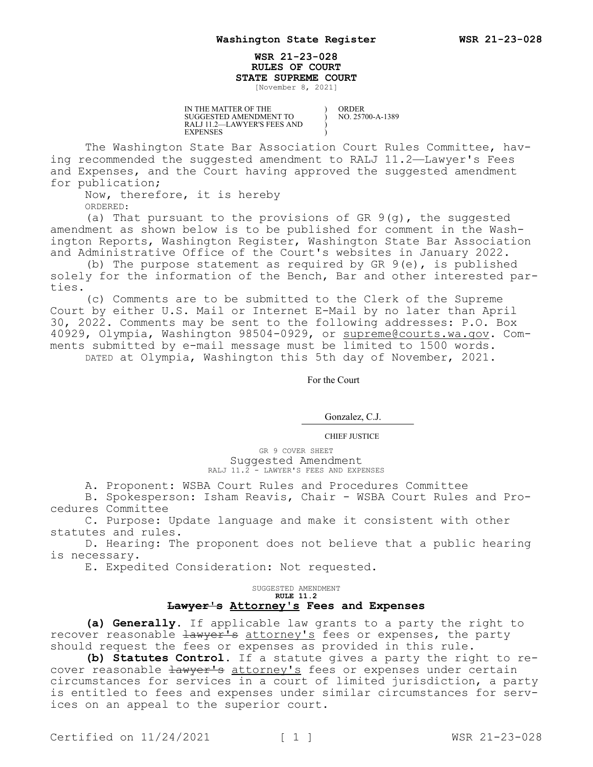# WSR 21-23-028
## RULES OF COURT
## STATE SUPREME COURT

[November 8, 2021]

| | | |
|---|---|---|
| IN THE MATTER OF THE SUGGESTED AMENDMENT TO RALJ 11.2—LAWYER'S FEES AND EXPENSES | ) ) ) ) | ORDER NO. 25700-A-1389 |

The Washington State Bar Association Court Rules Committee, having recommended the suggested amendment to RALJ 11.2—Lawyer's Fees and Expenses, and the Court having approved the suggested amendment for publication;

Now, therefore, it is hereby

ORDERED:

(a) That pursuant to the provisions of GR 9(g), the suggested amendment as shown below is to be published for comment in the Washington Reports, Washington Register, Washington State Bar Association and Administrative Office of the Court's websites in January 2022.

(b) The purpose statement as required by GR 9(e), is published solely for the information of the Bench, Bar and other interested parties.

(c) Comments are to be submitted to the Clerk of the Supreme Court by either U.S. Mail or Internet E-Mail by no later than April 30, 2022. Comments may be sent to the following addresses: P.O. Box 40929, Olympia, Washington 98504-0929, or supreme@courts.wa.gov. Comments submitted by e-mail message must be limited to 1500 words.

DATED at Olympia, Washington this 5th day of November, 2021.

For the Court

Gonzalez, C.J.

CHIEF JUSTICE

GR 9 COVER SHEET

Suggested Amendment

RALJ 11.2 - LAWYER'S FEES AND EXPENSES

A. Proponent: WSBA Court Rules and Procedures Committee

B. Spokesperson: Isham Reavis, Chair - WSBA Court Rules and Procedures Committee

C. Purpose: Update language and make it consistent with other statutes and rules.

D. Hearing: The proponent does not believe that a public hearing is necessary.

E. Expedited Consideration: Not requested.

SUGGESTED AMENDMENT

**RULE 11.2**

### ~~Lawyer's~~ Attorney's Fees and Expenses

**(a) Generally.** If applicable law grants to a party the right to recover reasonable ~~lawyer's~~ attorney's fees or expenses, the party should request the fees or expenses as provided in this rule.

**(b) Statutes Control.** If a statute gives a party the right to recover reasonable ~~lawyer's~~ attorney's fees or expenses under certain circumstances for services in a court of limited jurisdiction, a party is entitled to fees and expenses under similar circumstances for services on an appeal to the superior court.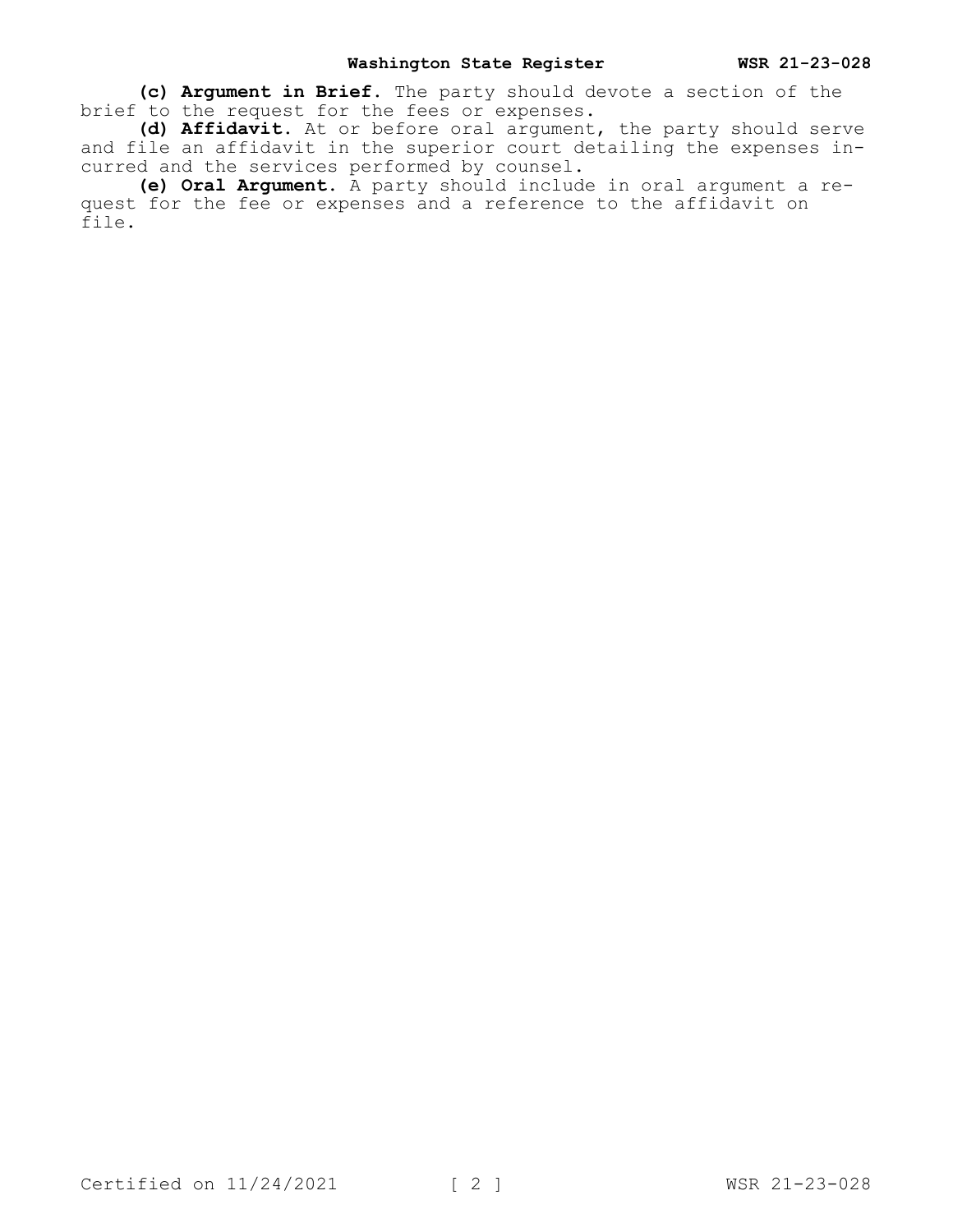**(c) Argument in Brief.** The party should devote a section of the brief to the request for the fees or expenses.

**(d) Affidavit.** At or before oral argument, the party should serve and file an affidavit in the superior court detailing the expenses incurred and the services performed by counsel.

**(e) Oral Argument.** A party should include in oral argument a request for the fee or expenses and a reference to the affidavit on file.